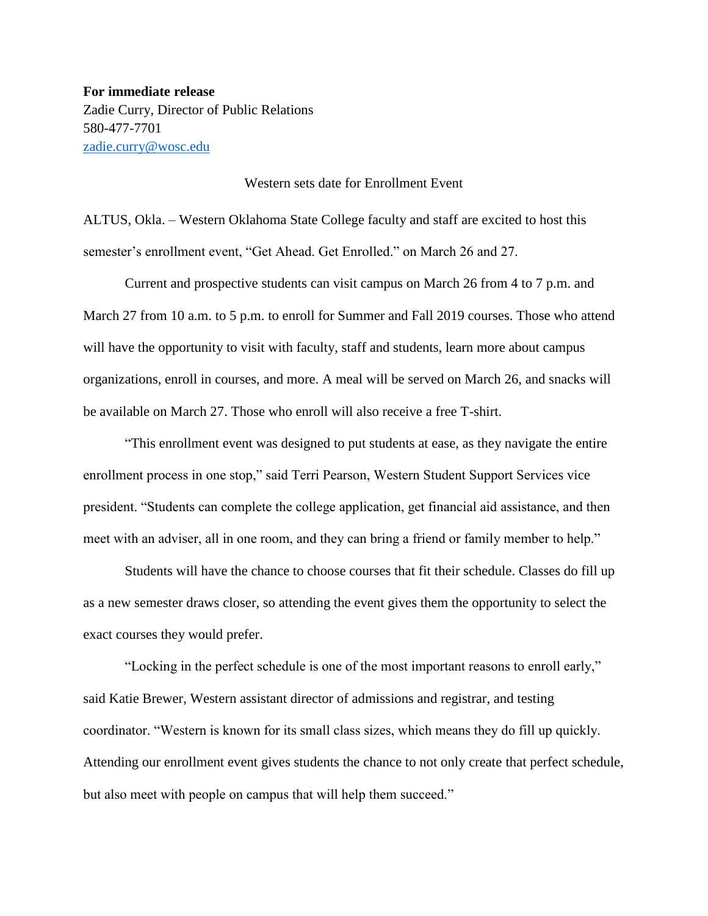**For immediate release**
Zadie Curry, Director of Public Relations
580-477-7701
zadie.curry@wosc.edu

Western sets date for Enrollment Event

ALTUS, Okla. – Western Oklahoma State College faculty and staff are excited to host this semester's enrollment event, "Get Ahead. Get Enrolled." on March 26 and 27.

Current and prospective students can visit campus on March 26 from 4 to 7 p.m. and March 27 from 10 a.m. to 5 p.m. to enroll for Summer and Fall 2019 courses. Those who attend will have the opportunity to visit with faculty, staff and students, learn more about campus organizations, enroll in courses, and more. A meal will be served on March 26, and snacks will be available on March 27. Those who enroll will also receive a free T-shirt.

"This enrollment event was designed to put students at ease, as they navigate the entire enrollment process in one stop," said Terri Pearson, Western Student Support Services vice president. "Students can complete the college application, get financial aid assistance, and then meet with an adviser, all in one room, and they can bring a friend or family member to help."

Students will have the chance to choose courses that fit their schedule. Classes do fill up as a new semester draws closer, so attending the event gives them the opportunity to select the exact courses they would prefer.

"Locking in the perfect schedule is one of the most important reasons to enroll early," said Katie Brewer, Western assistant director of admissions and registrar, and testing coordinator. "Western is known for its small class sizes, which means they do fill up quickly. Attending our enrollment event gives students the chance to not only create that perfect schedule, but also meet with people on campus that will help them succeed."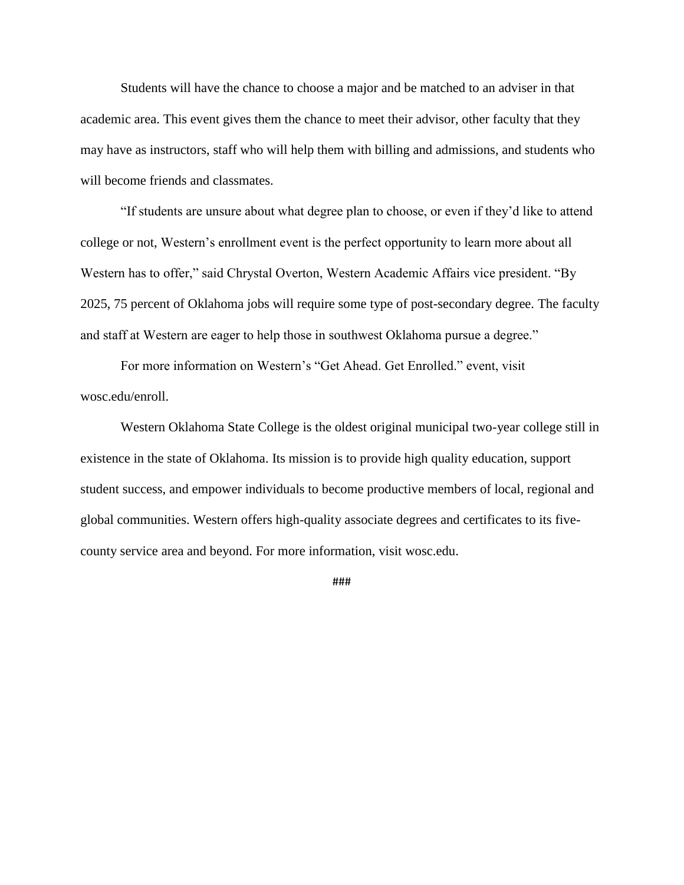Students will have the chance to choose a major and be matched to an adviser in that academic area. This event gives them the chance to meet their advisor, other faculty that they may have as instructors, staff who will help them with billing and admissions, and students who will become friends and classmates.

"If students are unsure about what degree plan to choose, or even if they'd like to attend college or not, Western's enrollment event is the perfect opportunity to learn more about all Western has to offer," said Chrystal Overton, Western Academic Affairs vice president. "By 2025, 75 percent of Oklahoma jobs will require some type of post-secondary degree. The faculty and staff at Western are eager to help those in southwest Oklahoma pursue a degree."

For more information on Western's "Get Ahead. Get Enrolled." event, visit wosc.edu/enroll.

Western Oklahoma State College is the oldest original municipal two-year college still in existence in the state of Oklahoma. Its mission is to provide high quality education, support student success, and empower individuals to become productive members of local, regional and global communities. Western offers high-quality associate degrees and certificates to its five-county service area and beyond. For more information, visit wosc.edu.

###